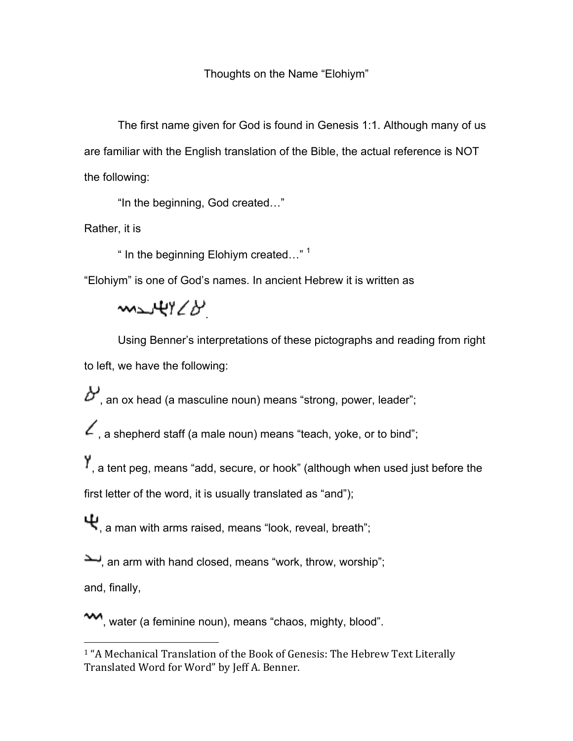# Thoughts on the Name "Elohiym"

The first name given for God is found in Genesis 1:1. Although many of us are familiar with the English translation of the Bible, the actual reference is NOT the following:

"In the beginning, God created…"

Rather, it is

" In the beginning Elohiym created…" [1]

"Elohiym" is one of God's names. In ancient Hebrew it is written as

.

Using Benner's interpretations of these pictographs and reading from right to left, we have the following:

, an ox head (a masculine noun) means "strong, power, leader";

, a shepherd staff (a male noun) means "teach, yoke, or to bind";

, a tent peg, means "add, secure, or hook" (although when used just before the first letter of the word, it is usually translated as "and");

, a man with arms raised, means "look, reveal, breath";

, an arm with hand closed, means "work, throw, worship";

and, finally,

, water (a feminine noun), means "chaos, mighty, blood".

---

[1] "A Mechanical Translation of the Book of Genesis: The Hebrew Text Literally Translated Word for Word" by Jeff A. Benner.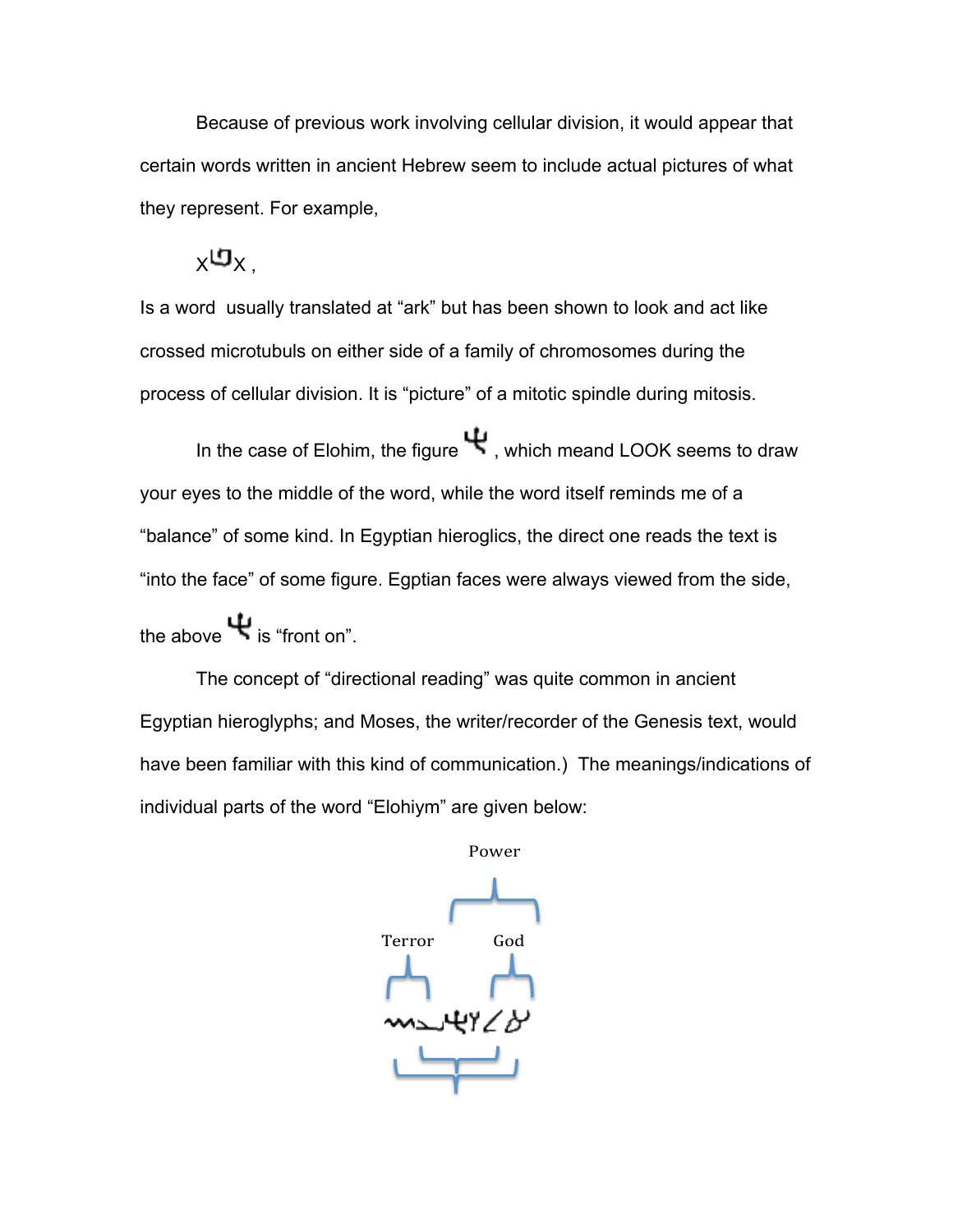Because of previous work involving cellular division, it would appear that certain words written in ancient Hebrew seem to include actual pictures of what they represent. For example,

x𐤁x ,

Is a word usually translated at "ark" but has been shown to look and act like crossed microtubuls on either side of a family of chromosomes during the process of cellular division. It is "picture" of a mitotic spindle during mitosis.

In the case of Elohim, the figure 𐤄, which meand LOOK seems to draw your eyes to the middle of the word, while the word itself reminds me of a "balance" of some kind. In Egyptian hieroglics, the direct one reads the text is "into the face" of some figure. Egptian faces were always viewed from the side, the above 𐤄 is "front on".

The concept of "directional reading" was quite common in ancient Egyptian hieroglyphs; and Moses, the writer/recorder of the Genesis text, would have been familiar with this kind of communication.) The meanings/indications of individual parts of the word "Elohiym" are given below:

Power

Terror God

𐤌𐤉𐤄𐤋𐤀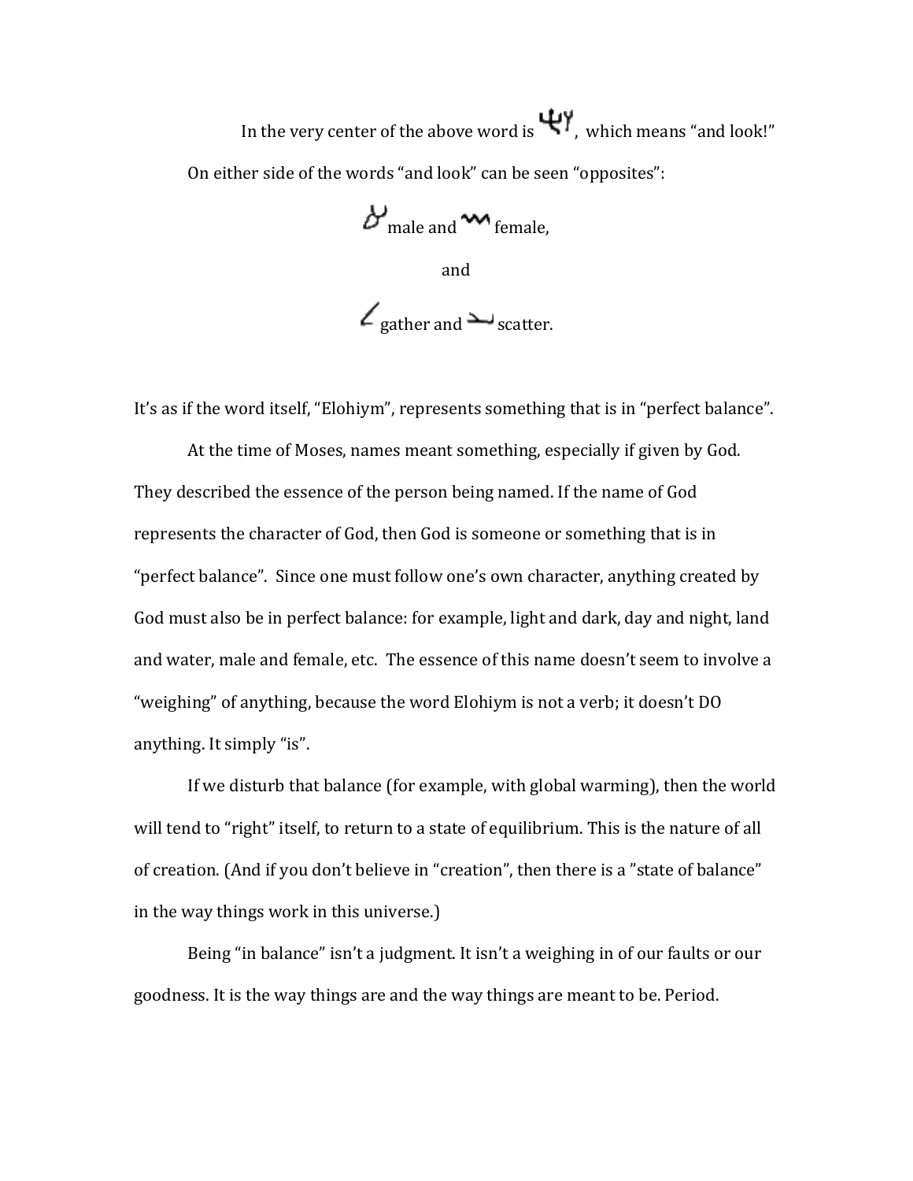In the very center of the above word is 𐤄𐤉, which means "and look!"

On either side of the words "and look" can be seen "opposites":

𐤀 male and 𐤌 female,

and

𐤋 gather and 𐤄 scatter.

It's as if the word itself, "Elohiym", represents something that is in "perfect balance".

At the time of Moses, names meant something, especially if given by God. They described the essence of the person being named. If the name of God represents the character of God, then God is someone or something that is in "perfect balance". Since one must follow one's own character, anything created by God must also be in perfect balance: for example, light and dark, day and night, land and water, male and female, etc. The essence of this name doesn't seem to involve a "weighing" of anything, because the word Elohiym is not a verb; it doesn't DO anything. It simply "is".

If we disturb that balance (for example, with global warming), then the world will tend to "right" itself, to return to a state of equilibrium. This is the nature of all of creation. (And if you don't believe in "creation", then there is a "state of balance" in the way things work in this universe.)

Being "in balance" isn't a judgment. It isn't a weighing in of our faults or our goodness. It is the way things are and the way things are meant to be. Period.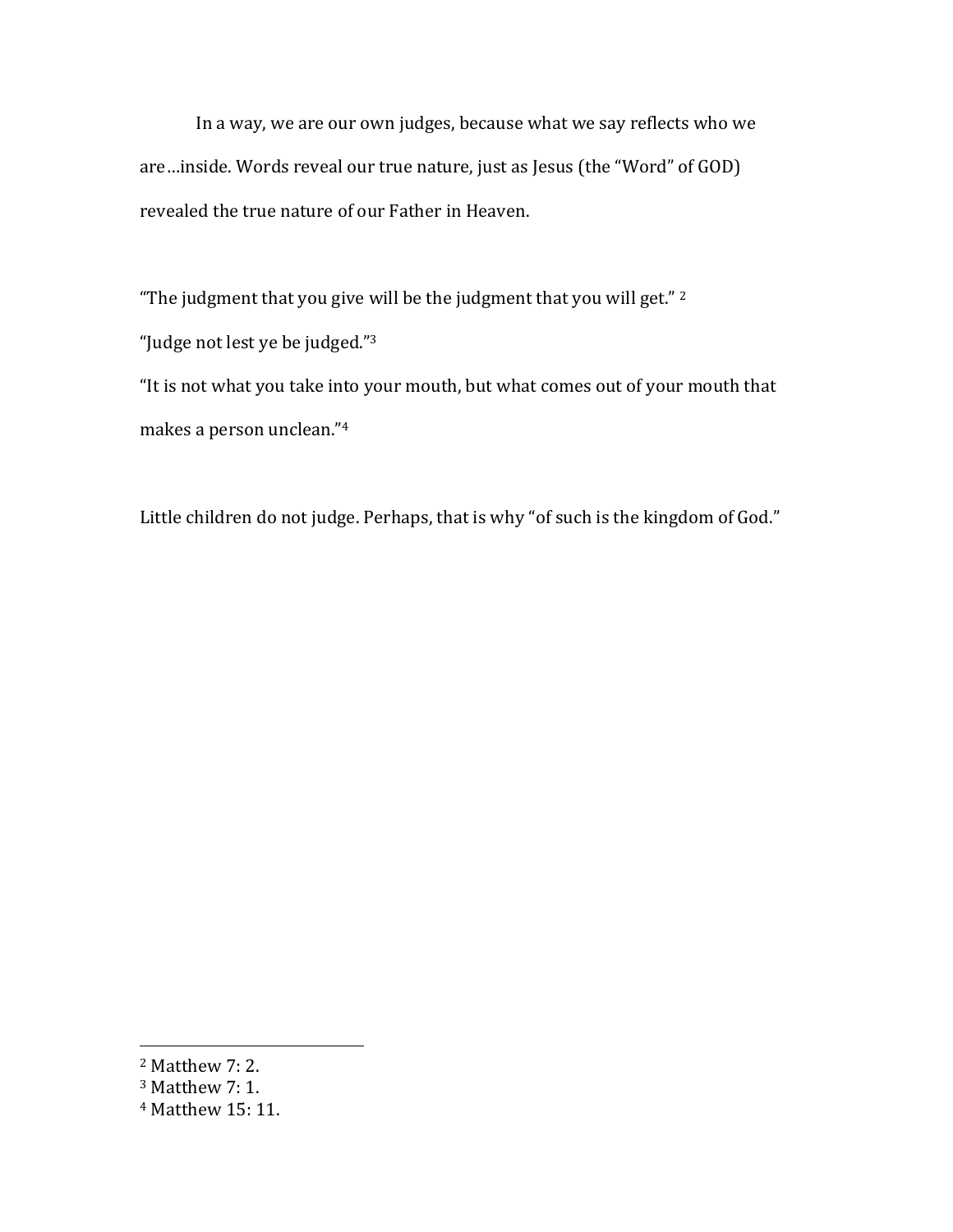In a way, we are our own judges, because what we say reflects who we are…inside. Words reveal our true nature, just as Jesus (the "Word" of GOD) revealed the true nature of our Father in Heaven.

"The judgment that you give will be the judgment that you will get." [2]

"Judge not lest ye be judged."[3]

"It is not what you take into your mouth, but what comes out of your mouth that makes a person unclean."[4]

Little children do not judge. Perhaps, that is why "of such is the kingdom of God."

---

[2] Matthew 7: 2.

[3] Matthew 7: 1.

[4] Matthew 15: 11.